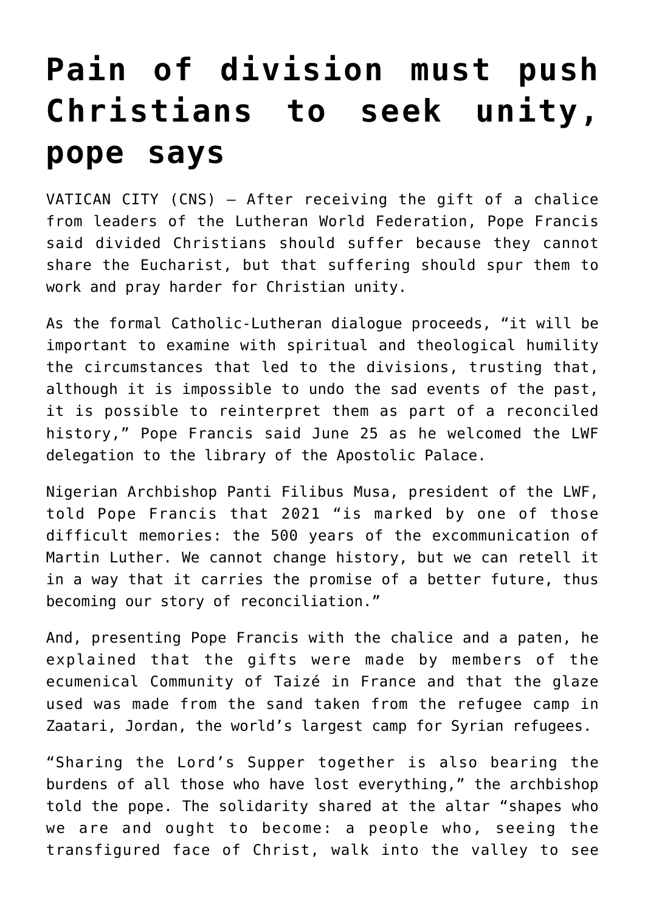# Pain of division must push Christians to seek unity, pope says

VATICAN CITY (CNS) — After receiving the gift of a chalice from leaders of the Lutheran World Federation, Pope Francis said divided Christians should suffer because they cannot share the Eucharist, but that suffering should spur them to work and pray harder for Christian unity.

As the formal Catholic-Lutheran dialogue proceeds, "it will be important to examine with spiritual and theological humility the circumstances that led to the divisions, trusting that, although it is impossible to undo the sad events of the past, it is possible to reinterpret them as part of a reconciled history," Pope Francis said June 25 as he welcomed the LWF delegation to the library of the Apostolic Palace.

Nigerian Archbishop Panti Filibus Musa, president of the LWF, told Pope Francis that 2021 "is marked by one of those difficult memories: the 500 years of the excommunication of Martin Luther. We cannot change history, but we can retell it in a way that it carries the promise of a better future, thus becoming our story of reconciliation."

And, presenting Pope Francis with the chalice and a paten, he explained that the gifts were made by members of the ecumenical Community of Taizé in France and that the glaze used was made from the sand taken from the refugee camp in Zaatari, Jordan, the world's largest camp for Syrian refugees.

"Sharing the Lord's Supper together is also bearing the burdens of all those who have lost everything," the archbishop told the pope. The solidarity shared at the altar "shapes who we are and ought to become: a people who, seeing the transfigured face of Christ, walk into the valley to see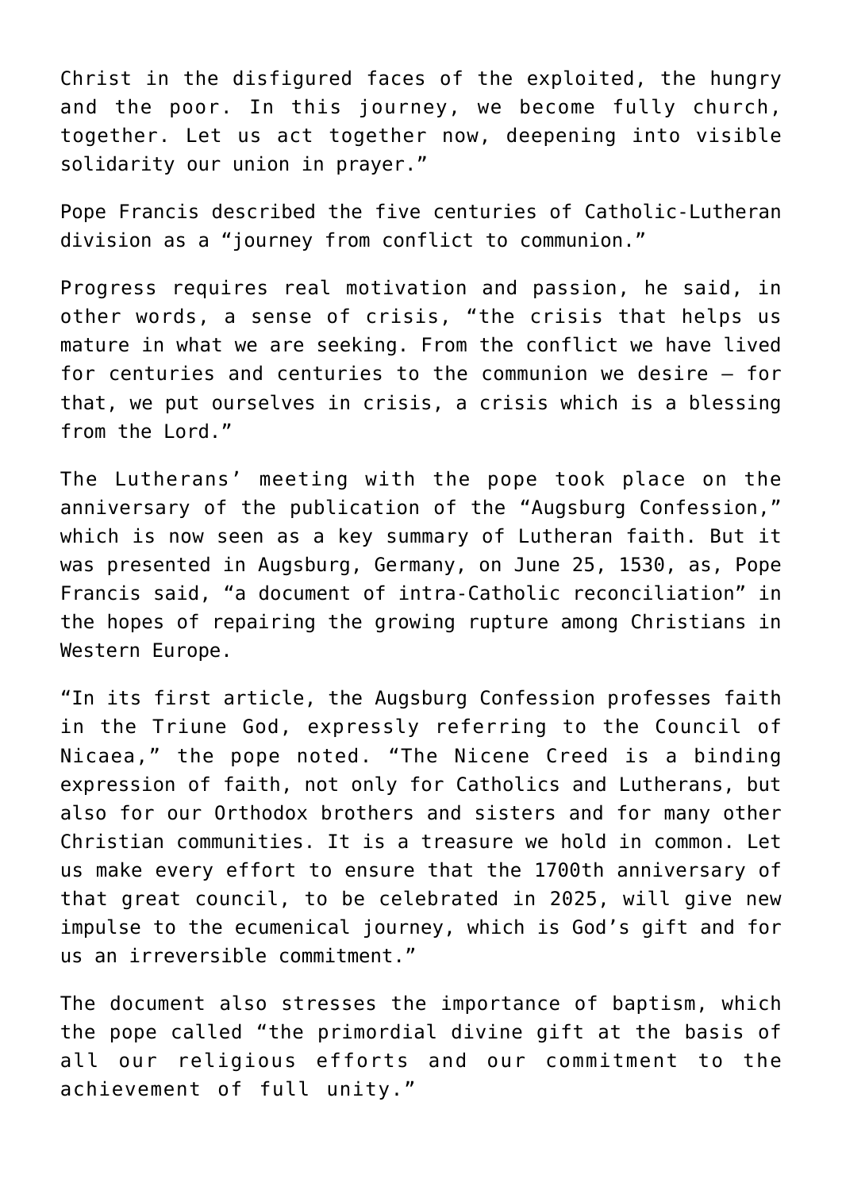Christ in the disfigured faces of the exploited, the hungry and the poor. In this journey, we become fully church, together. Let us act together now, deepening into visible solidarity our union in prayer."

Pope Francis described the five centuries of Catholic-Lutheran division as a "journey from conflict to communion."

Progress requires real motivation and passion, he said, in other words, a sense of crisis, "the crisis that helps us mature in what we are seeking. From the conflict we have lived for centuries and centuries to the communion we desire — for that, we put ourselves in crisis, a crisis which is a blessing from the Lord."

The Lutherans' meeting with the pope took place on the anniversary of the publication of the "Augsburg Confession," which is now seen as a key summary of Lutheran faith. But it was presented in Augsburg, Germany, on June 25, 1530, as, Pope Francis said, "a document of intra-Catholic reconciliation" in the hopes of repairing the growing rupture among Christians in Western Europe.

"In its first article, the Augsburg Confession professes faith in the Triune God, expressly referring to the Council of Nicaea," the pope noted. "The Nicene Creed is a binding expression of faith, not only for Catholics and Lutherans, but also for our Orthodox brothers and sisters and for many other Christian communities. It is a treasure we hold in common. Let us make every effort to ensure that the 1700th anniversary of that great council, to be celebrated in 2025, will give new impulse to the ecumenical journey, which is God's gift and for us an irreversible commitment."

The document also stresses the importance of baptism, which the pope called "the primordial divine gift at the basis of all our religious efforts and our commitment to the achievement of full unity."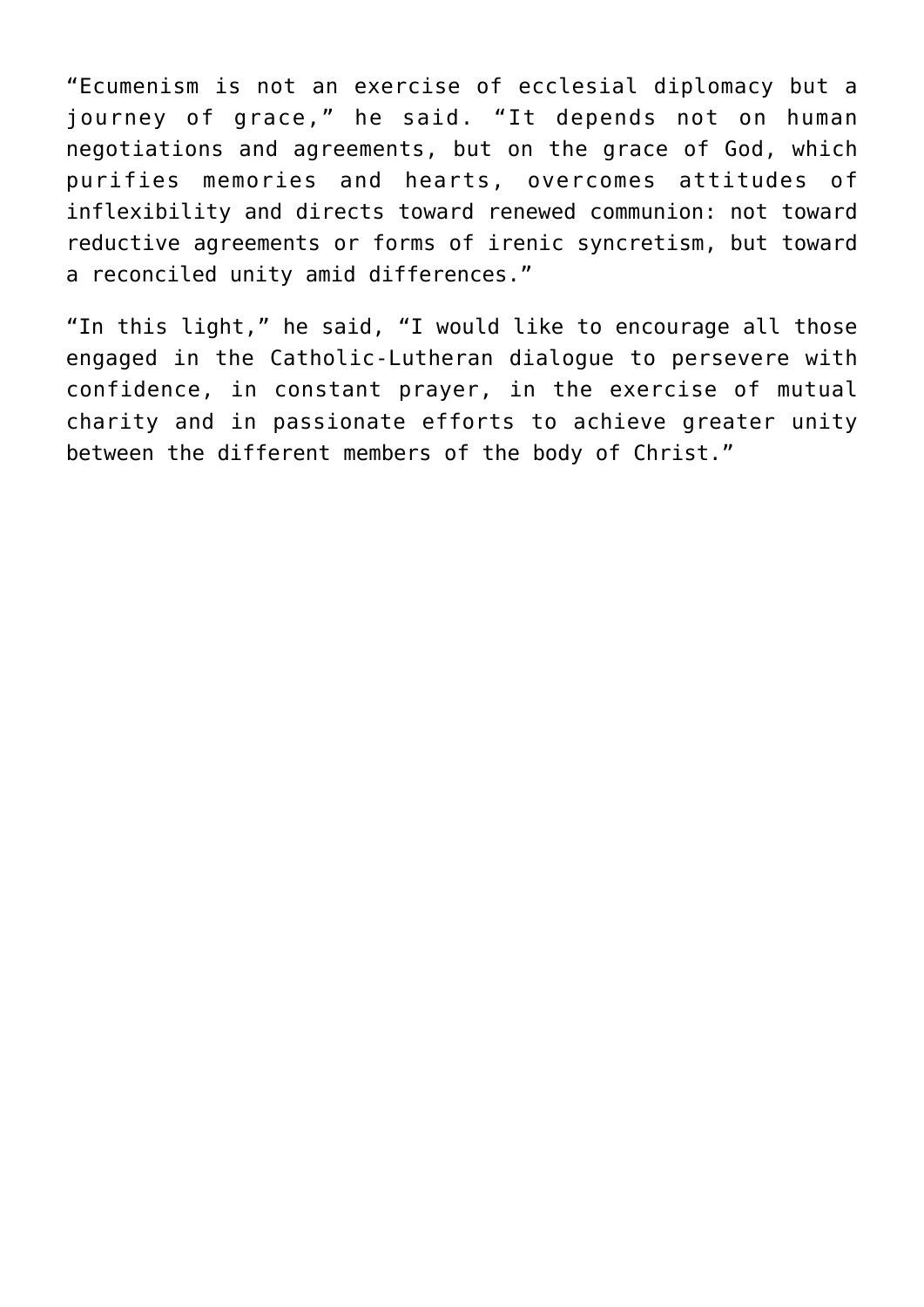"Ecumenism is not an exercise of ecclesial diplomacy but a journey of grace," he said. "It depends not on human negotiations and agreements, but on the grace of God, which purifies memories and hearts, overcomes attitudes of inflexibility and directs toward renewed communion: not toward reductive agreements or forms of irenic syncretism, but toward a reconciled unity amid differences."

"In this light," he said, "I would like to encourage all those engaged in the Catholic-Lutheran dialogue to persevere with confidence, in constant prayer, in the exercise of mutual charity and in passionate efforts to achieve greater unity between the different members of the body of Christ."